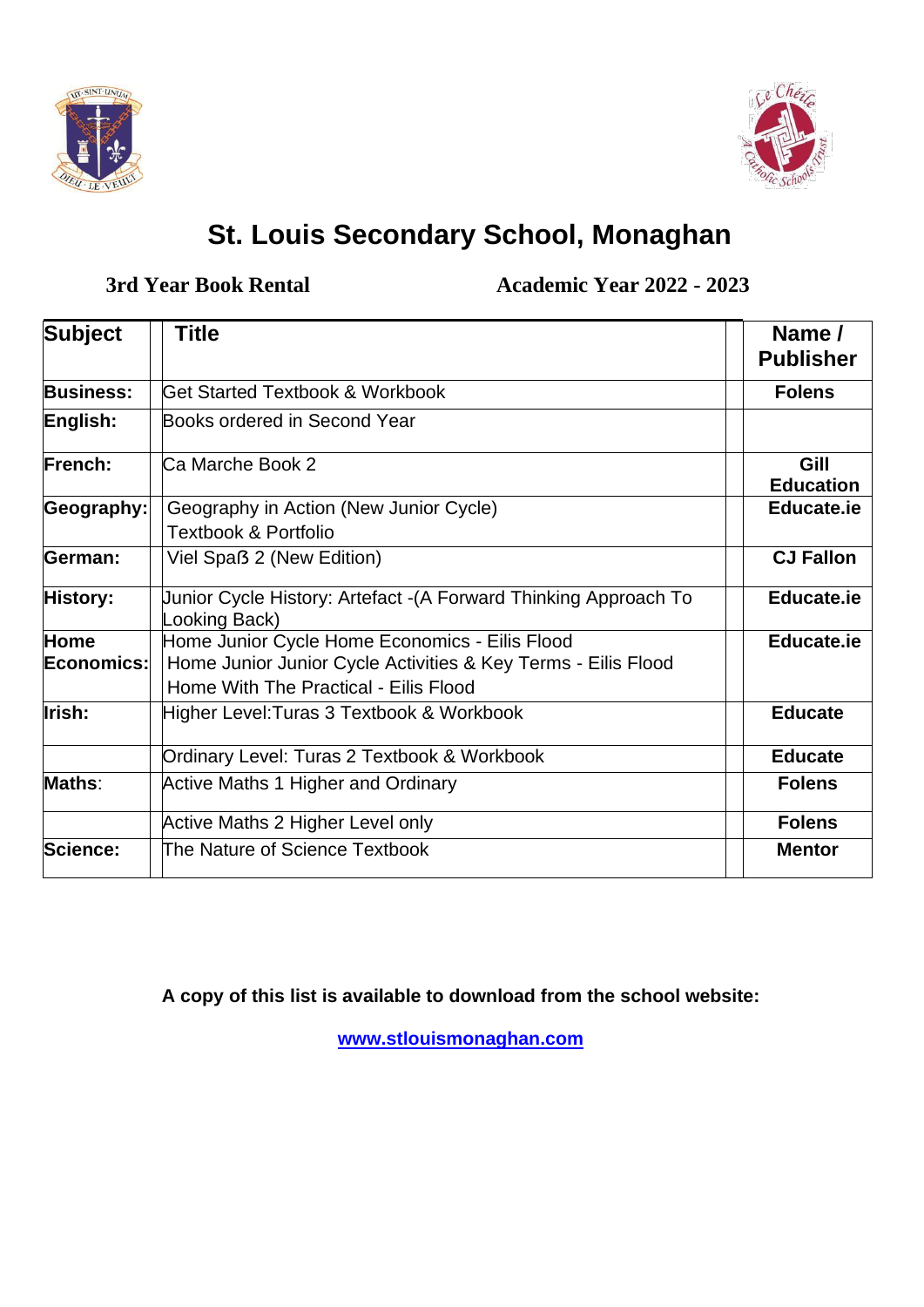# St. Louis Secondary School, Monaghan

**3rd Year Book Rental** **Academic Year 2022 - 2023**

| Subject | Title | Name / Publisher |
|---|---|---|
| **Business:** | Get Started Textbook & Workbook | **Folens** |
| **English:** | Books ordered in Second Year | |
| **French:** | Ca Marche Book 2 | **Gill Education** |
| **Geography:** | Geography in Action (New Junior Cycle) Textbook & Portfolio | **Educate.ie** |
| **German:** | Viel Spaß 2 (New Edition) | **CJ Fallon** |
| **History:** | Junior Cycle History: Artefact -(A Forward Thinking Approach To Looking Back) | **Educate.ie** |
| **Home Economics:** | Home Junior Cycle Home Economics - Eilis Flood<br>Home Junior Junior Cycle Activities & Key Terms - Eilis Flood<br>Home With The Practical - Eilis Flood | **Educate.ie** |
| **Irish:** | Higher Level:Turas 3 Textbook & Workbook | **Educate** |
| | Ordinary Level: Turas 2 Textbook & Workbook | **Educate** |
| **Maths**: | Active Maths 1 Higher and Ordinary | **Folens** |
| | Active Maths 2 Higher Level only | **Folens** |
| **Science:** | The Nature of Science Textbook | **Mentor** |

**A copy of this list is available to download from the school website:**

**www.stlouismonaghan.com**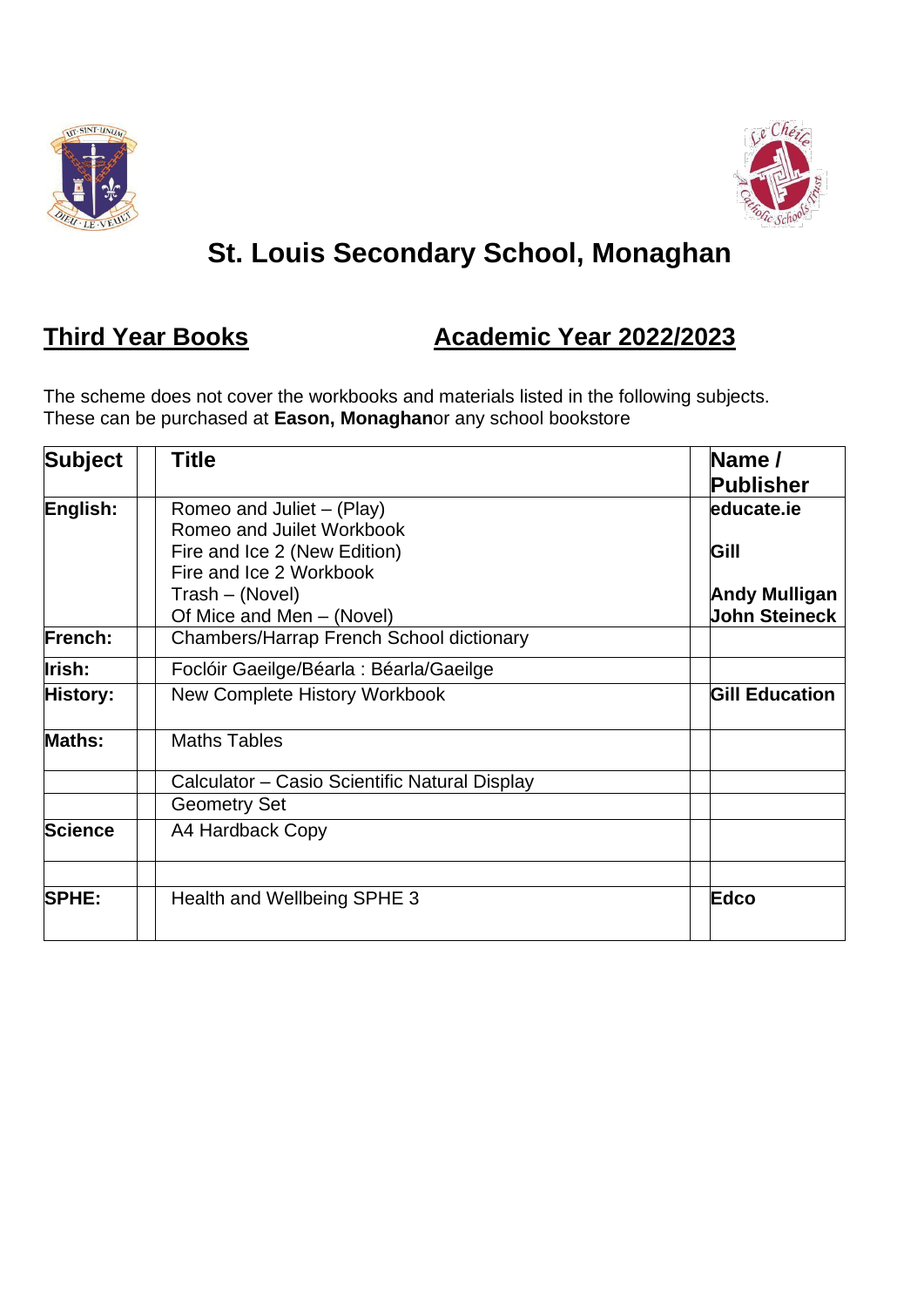# St. Louis Secondary School, Monaghan

## Third Year Books                Academic Year 2022/2023

The scheme does not cover the workbooks and materials listed in the following subjects.
These can be purchased at **Eason, Monaghan**or any school bookstore

| Subject | | Title | | Name / Publisher |
|---|---|---|---|---|
| **English:** | | Romeo and Juliet – (Play)<br>Romeo and Juilet Workbook<br>Fire and Ice 2 (New Edition)<br>Fire and Ice 2 Workbook<br>Trash – (Novel)<br>Of Mice and Men – (Novel) | | **educate.ie**<br><br>**Gill**<br><br>**Andy Mulligan**<br>**John Steineck** |
| **French:** | | Chambers/Harrap French School dictionary | | |
| **Irish:** | | Foclóir Gaeilge/Béarla : Béarla/Gaeilge | | |
| **History:** | | New Complete History Workbook | | **Gill Education** |
| **Maths:** | | Maths Tables | | |
| | | Calculator – Casio Scientific Natural Display | | |
| | | Geometry Set | | |
| **Science** | | A4 Hardback Copy | | |
| | | | | |
| **SPHE:** | | Health and Wellbeing SPHE 3 | | **Edco** |